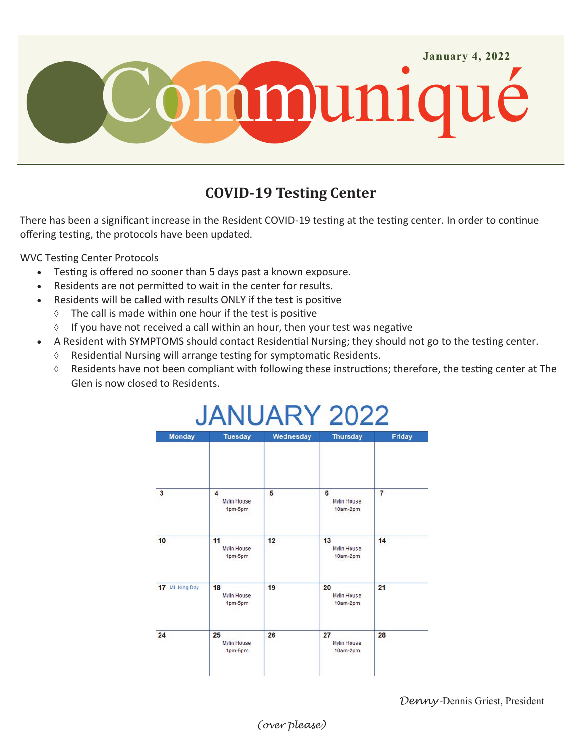January 4, 2022

# Communiqué

## COVID-19 Testing Center

There has been a significant increase in the Resident COVID-19 testing at the testing center. In order to continue offering testing, the protocols have been updated.

WVC Testing Center Protocols

- Testing is offered no sooner than 5 days past a known exposure.
- Residents are not permitted to wait in the center for results.
- Residents will be called with results ONLY if the test is positive
  - ◊ The call is made within one hour if the test is positive
  - ◊ If you have not received a call within an hour, then your test was negative
- A Resident with SYMPTOMS should contact Residential Nursing; they should not go to the testing center.
  - ◊ Residential Nursing will arrange testing for symptomatic Residents.
  - ◊ Residents have not been compliant with following these instructions; therefore, the testing center at The Glen is now closed to Residents.

### JANUARY 2022

| Monday | Tuesday | Wednesday | Thursday | Friday |
|---|---|---|---|---|
| | | | | |
| 3 | 4 Mylin House 1pm-5pm | 5 | 6 Mylin House 10am-2pm | 7 |
| 10 | 11 Mylin House 1pm-5pm | 12 | 13 Mylin House 10am-2pm | 14 |
| 17 ML King Day | 18 Mylin House 1pm-5pm | 19 | 20 Mylin House 10am-2pm | 21 |
| 24 | 25 Mylin House 1pm-5pm | 26 | 27 Mylin House 10am-2pm | 28 |

*Denny* -Dennis Griest, President

*(over please)*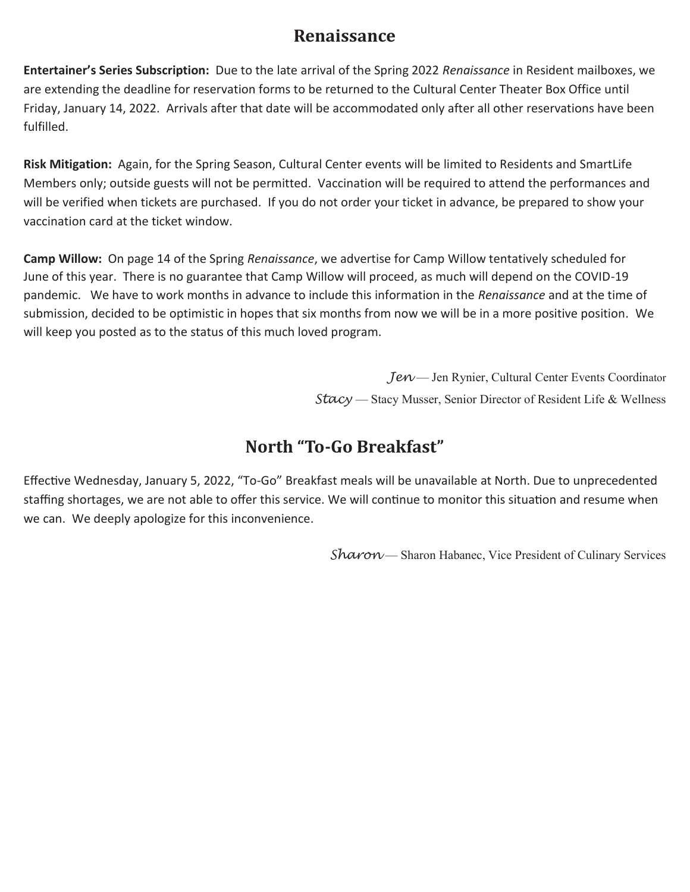## Renaissance

**Entertainer's Series Subscription:** Due to the late arrival of the Spring 2022 *Renaissance* in Resident mailboxes, we are extending the deadline for reservation forms to be returned to the Cultural Center Theater Box Office until Friday, January 14, 2022. Arrivals after that date will be accommodated only after all other reservations have been fulfilled.

**Risk Mitigation:** Again, for the Spring Season, Cultural Center events will be limited to Residents and SmartLife Members only; outside guests will not be permitted. Vaccination will be required to attend the performances and will be verified when tickets are purchased. If you do not order your ticket in advance, be prepared to show your vaccination card at the ticket window.

**Camp Willow:** On page 14 of the Spring *Renaissance*, we advertise for Camp Willow tentatively scheduled for June of this year. There is no guarantee that Camp Willow will proceed, as much will depend on the COVID-19 pandemic. We have to work months in advance to include this information in the *Renaissance* and at the time of submission, decided to be optimistic in hopes that six months from now we will be in a more positive position. We will keep you posted as to the status of this much loved program.

*Jen* — Jen Rynier, Cultural Center Events Coordinator

*Stacy* — Stacy Musser, Senior Director of Resident Life & Wellness

## North "To-Go Breakfast"

Effective Wednesday, January 5, 2022, "To-Go" Breakfast meals will be unavailable at North. Due to unprecedented staffing shortages, we are not able to offer this service. We will continue to monitor this situation and resume when we can. We deeply apologize for this inconvenience.

*Sharon* — Sharon Habanec, Vice President of Culinary Services